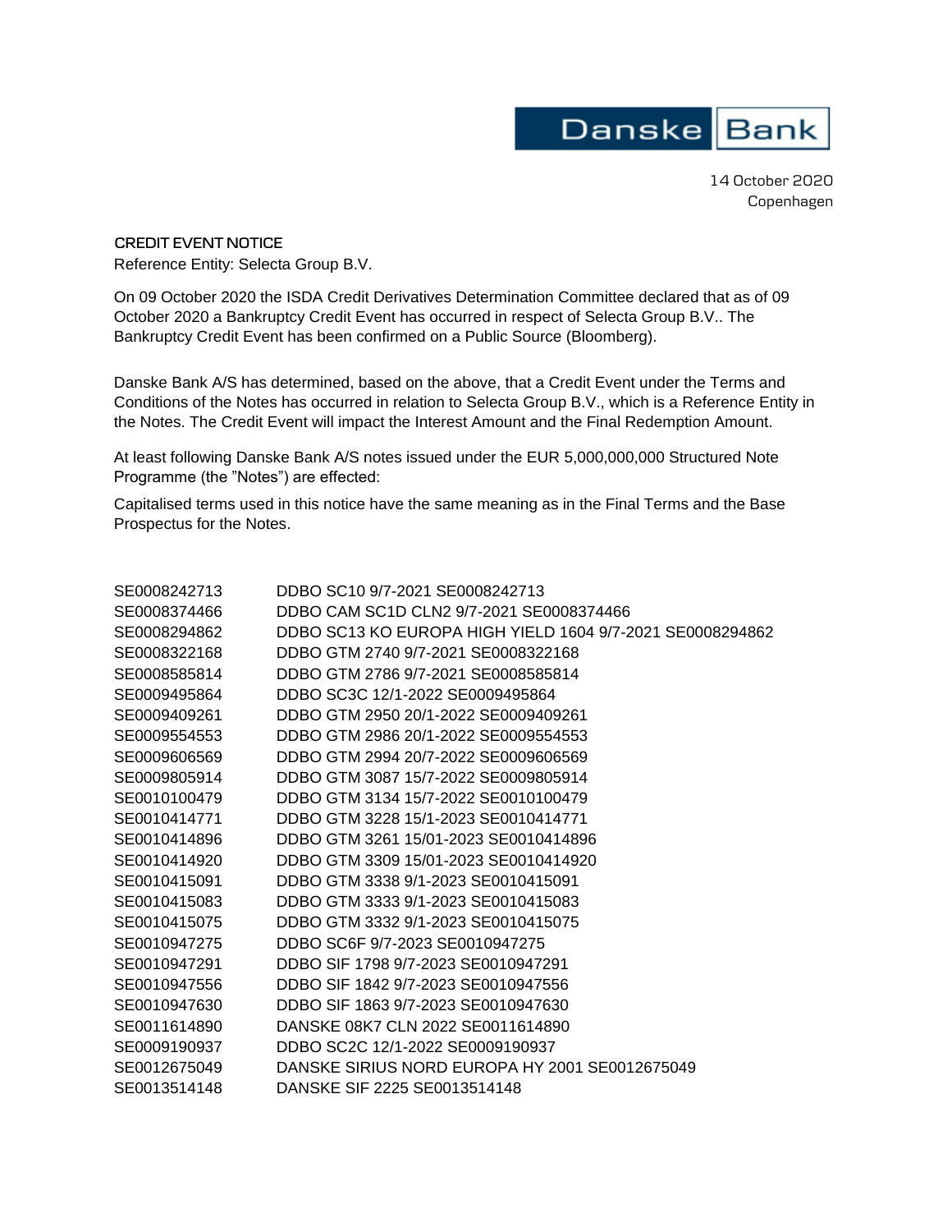Danske Bank

14 October 2020
Copenhagen

**CREDIT EVENT NOTICE**

Reference Entity: Selecta Group B.V.

On 09 October 2020 the ISDA Credit Derivatives Determination Committee declared that as of 09 October 2020 a Bankruptcy Credit Event has occurred in respect of Selecta Group B.V.. The Bankruptcy Credit Event has been confirmed on a Public Source (Bloomberg).

Danske Bank A/S has determined, based on the above, that a Credit Event under the Terms and Conditions of the Notes has occurred in relation to Selecta Group B.V., which is a Reference Entity in the Notes. The Credit Event will impact the Interest Amount and the Final Redemption Amount.

At least following Danske Bank A/S notes issued under the EUR 5,000,000,000 Structured Note Programme (the "Notes") are effected:

Capitalised terms used in this notice have the same meaning as in the Final Terms and the Base Prospectus for the Notes.

| | |
|---|---|
| SE0008242713 | DDBO SC10 9/7-2021 SE0008242713 |
| SE0008374466 | DDBO CAM SC1D CLN2 9/7-2021 SE0008374466 |
| SE0008294862 | DDBO SC13 KO EUROPA HIGH YIELD 1604 9/7-2021 SE0008294862 |
| SE0008322168 | DDBO GTM 2740 9/7-2021 SE0008322168 |
| SE0008585814 | DDBO GTM 2786 9/7-2021 SE0008585814 |
| SE0009495864 | DDBO SC3C 12/1-2022 SE0009495864 |
| SE0009409261 | DDBO GTM 2950 20/1-2022 SE0009409261 |
| SE0009554553 | DDBO GTM 2986 20/1-2022 SE0009554553 |
| SE0009606569 | DDBO GTM 2994 20/7-2022 SE0009606569 |
| SE0009805914 | DDBO GTM 3087 15/7-2022 SE0009805914 |
| SE0010100479 | DDBO GTM 3134 15/7-2022 SE0010100479 |
| SE0010414771 | DDBO GTM 3228 15/1-2023 SE0010414771 |
| SE0010414896 | DDBO GTM 3261 15/01-2023 SE0010414896 |
| SE0010414920 | DDBO GTM 3309 15/01-2023 SE0010414920 |
| SE0010415091 | DDBO GTM 3338 9/1-2023 SE0010415091 |
| SE0010415083 | DDBO GTM 3333 9/1-2023 SE0010415083 |
| SE0010415075 | DDBO GTM 3332 9/1-2023 SE0010415075 |
| SE0010947275 | DDBO SC6F 9/7-2023 SE0010947275 |
| SE0010947291 | DDBO SIF 1798 9/7-2023 SE0010947291 |
| SE0010947556 | DDBO SIF 1842 9/7-2023 SE0010947556 |
| SE0010947630 | DDBO SIF 1863 9/7-2023 SE0010947630 |
| SE0011614890 | DANSKE 08K7 CLN 2022 SE0011614890 |
| SE0009190937 | DDBO SC2C 12/1-2022 SE0009190937 |
| SE0012675049 | DANSKE SIRIUS NORD EUROPA HY 2001 SE0012675049 |
| SE0013514148 | DANSKE SIF 2225 SE0013514148 |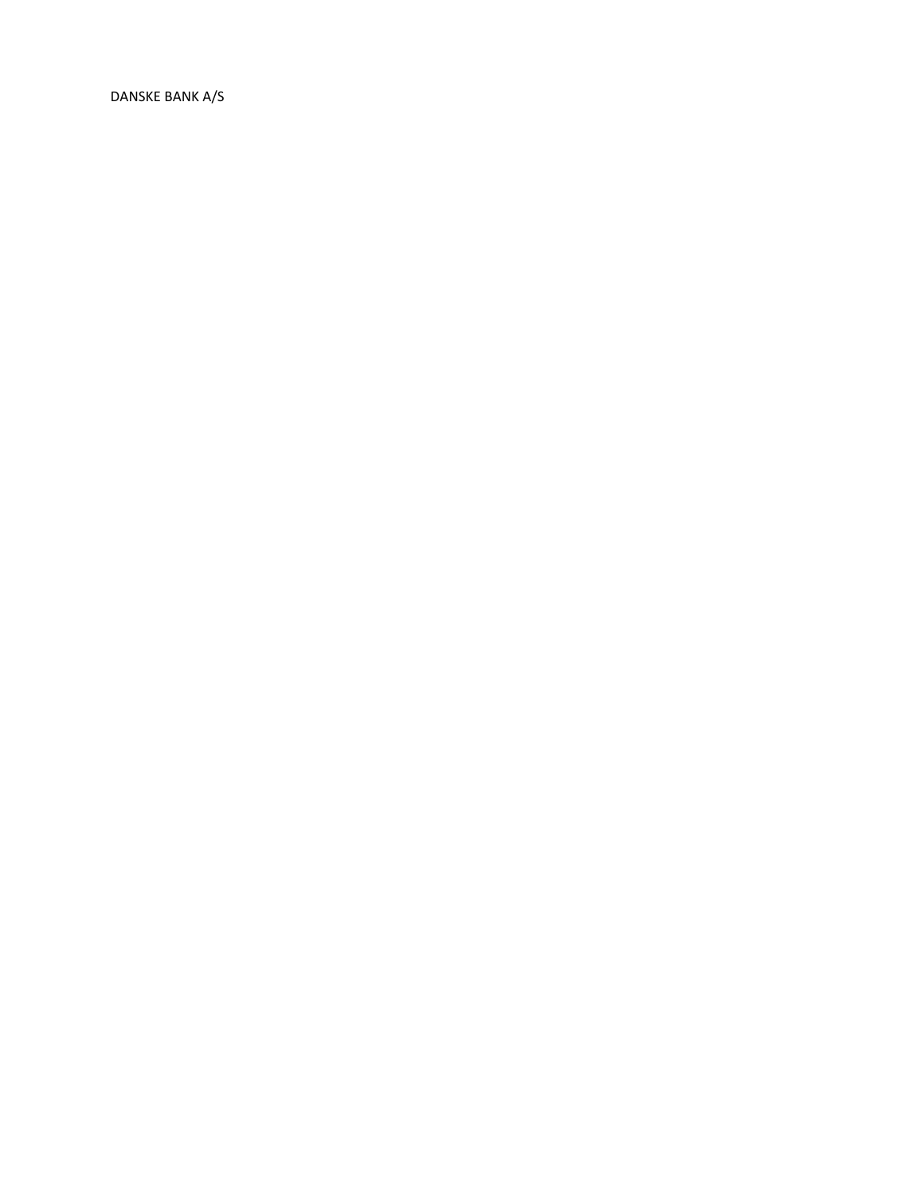DANSKE BANK A/S